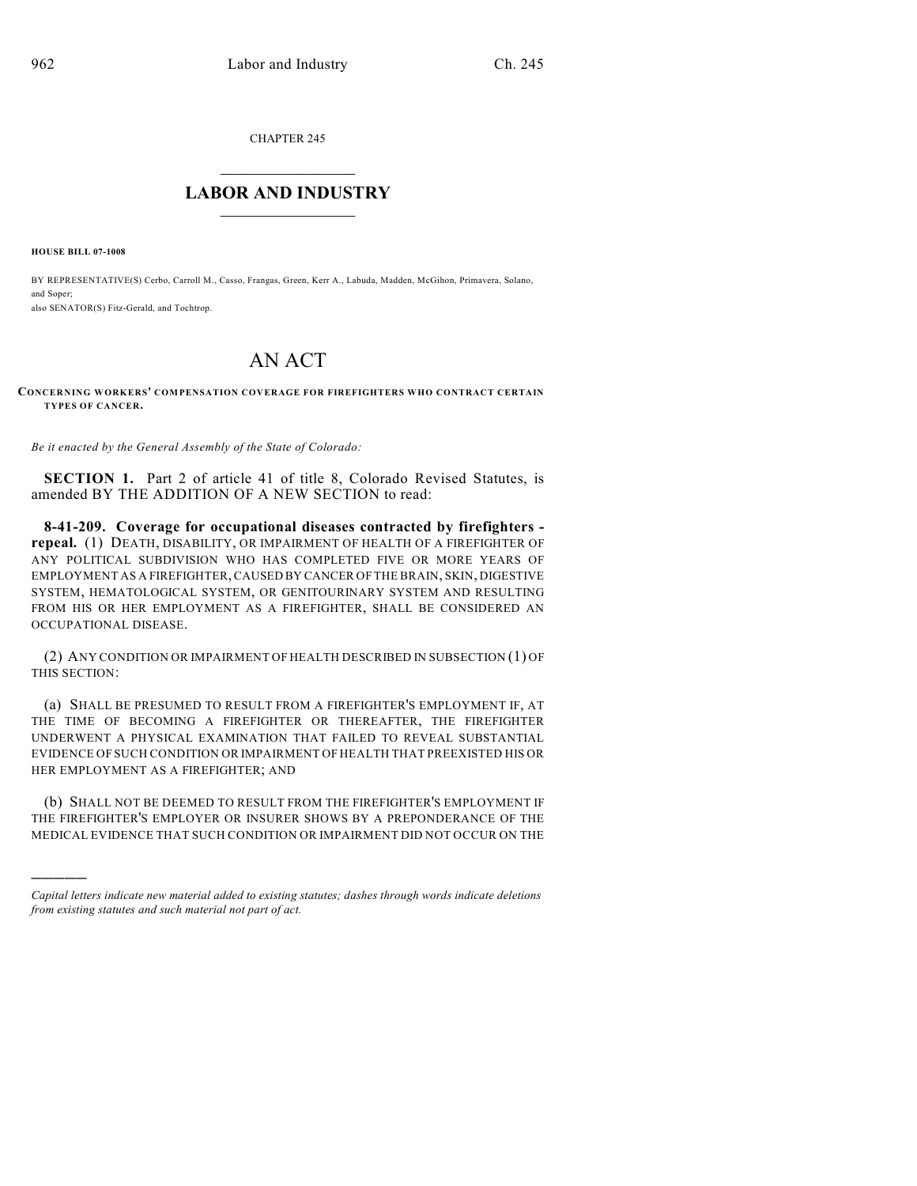CHAPTER 245

# LABOR AND INDUSTRY

**HOUSE BILL 07-1008**

BY REPRESENTATIVE(S) Cerbo, Carroll M., Casso, Frangas, Green, Kerr A., Labuda, Madden, McGihon, Primavera, Solano, and Soper;
also SENATOR(S) Fitz-Gerald, and Tochtrop.

# AN ACT

**CONCERNING WORKERS' COMPENSATION COVERAGE FOR FIREFIGHTERS WHO CONTRACT CERTAIN TYPES OF CANCER.**

*Be it enacted by the General Assembly of the State of Colorado:*

**SECTION 1.** Part 2 of article 41 of title 8, Colorado Revised Statutes, is amended BY THE ADDITION OF A NEW SECTION to read:

**8-41-209. Coverage for occupational diseases contracted by firefighters - repeal.** (1) DEATH, DISABILITY, OR IMPAIRMENT OF HEALTH OF A FIREFIGHTER OF ANY POLITICAL SUBDIVISION WHO HAS COMPLETED FIVE OR MORE YEARS OF EMPLOYMENT AS A FIREFIGHTER, CAUSED BY CANCER OF THE BRAIN, SKIN, DIGESTIVE SYSTEM, HEMATOLOGICAL SYSTEM, OR GENITOURINARY SYSTEM AND RESULTING FROM HIS OR HER EMPLOYMENT AS A FIREFIGHTER, SHALL BE CONSIDERED AN OCCUPATIONAL DISEASE.

(2) ANY CONDITION OR IMPAIRMENT OF HEALTH DESCRIBED IN SUBSECTION (1) OF THIS SECTION:

(a) SHALL BE PRESUMED TO RESULT FROM A FIREFIGHTER'S EMPLOYMENT IF, AT THE TIME OF BECOMING A FIREFIGHTER OR THEREAFTER, THE FIREFIGHTER UNDERWENT A PHYSICAL EXAMINATION THAT FAILED TO REVEAL SUBSTANTIAL EVIDENCE OF SUCH CONDITION OR IMPAIRMENT OF HEALTH THAT PREEXISTED HIS OR HER EMPLOYMENT AS A FIREFIGHTER; AND

(b) SHALL NOT BE DEEMED TO RESULT FROM THE FIREFIGHTER'S EMPLOYMENT IF THE FIREFIGHTER'S EMPLOYER OR INSURER SHOWS BY A PREPONDERANCE OF THE MEDICAL EVIDENCE THAT SUCH CONDITION OR IMPAIRMENT DID NOT OCCUR ON THE

---

*Capital letters indicate new material added to existing statutes; dashes through words indicate deletions from existing statutes and such material not part of act.*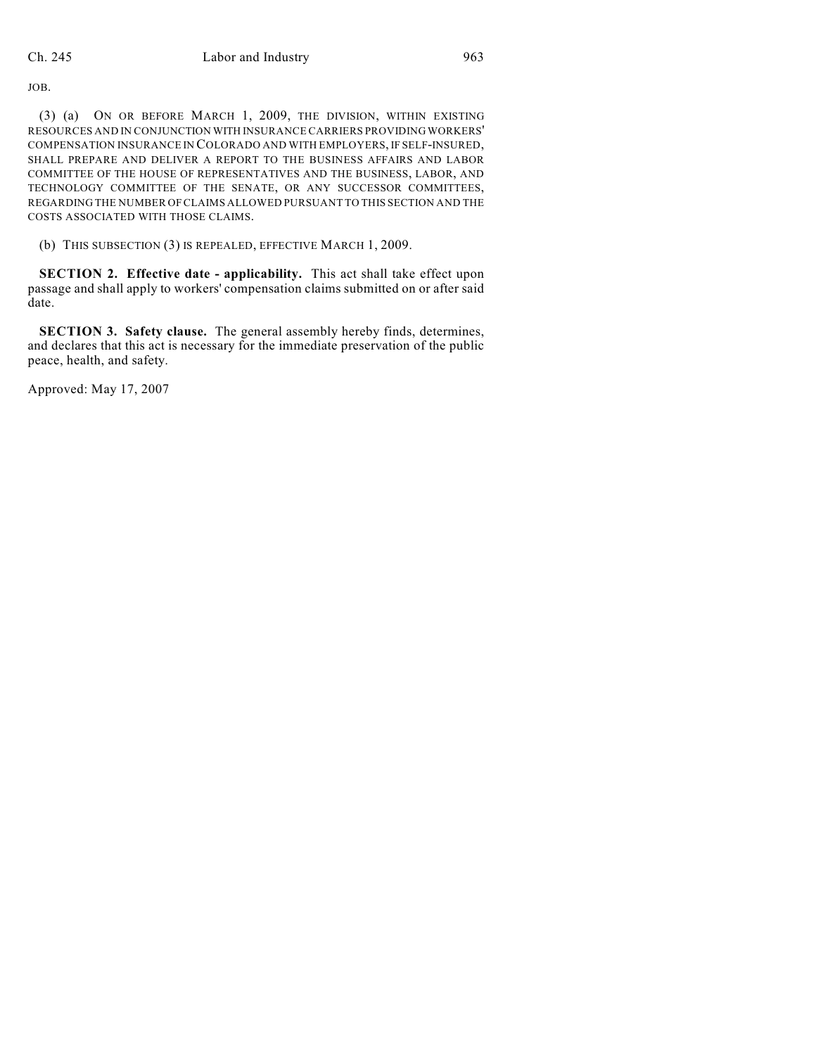JOB.

(3) (a) ON OR BEFORE MARCH 1, 2009, THE DIVISION, WITHIN EXISTING RESOURCES AND IN CONJUNCTION WITH INSURANCE CARRIERS PROVIDING WORKERS' COMPENSATION INSURANCE IN COLORADO AND WITH EMPLOYERS, IF SELF-INSURED, SHALL PREPARE AND DELIVER A REPORT TO THE BUSINESS AFFAIRS AND LABOR COMMITTEE OF THE HOUSE OF REPRESENTATIVES AND THE BUSINESS, LABOR, AND TECHNOLOGY COMMITTEE OF THE SENATE, OR ANY SUCCESSOR COMMITTEES, REGARDING THE NUMBER OF CLAIMS ALLOWED PURSUANT TO THIS SECTION AND THE COSTS ASSOCIATED WITH THOSE CLAIMS.

(b) THIS SUBSECTION (3) IS REPEALED, EFFECTIVE MARCH 1, 2009.

**SECTION 2. Effective date - applicability.** This act shall take effect upon passage and shall apply to workers' compensation claims submitted on or after said date.

**SECTION 3. Safety clause.** The general assembly hereby finds, determines, and declares that this act is necessary for the immediate preservation of the public peace, health, and safety.

Approved: May 17, 2007